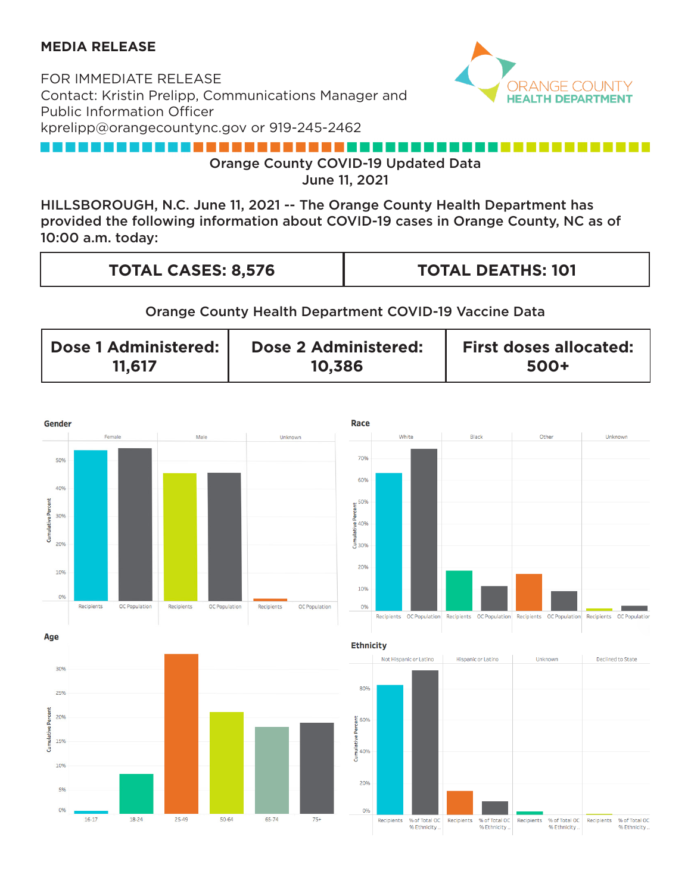**MEDIA RELEASE**

FOR IMMEDIATE RELEASE
Contact: Kristin Prelipp, Communications Manager and Public Information Officer
kprelipp@orangecountync.gov or 919-245-2462

ORANGE COUNTY HEALTH DEPARTMENT

## Orange County COVID-19 Updated Data
## June 11, 2021

HILLSBOROUGH, N.C. June 11, 2021 -- The Orange County Health Department has provided the following information about COVID-19 cases in Orange County, NC as of 10:00 a.m. today:

| TOTAL CASES: 8,576 | TOTAL DEATHS: 101 |
|---|---|

### Orange County Health Department COVID-19 Vaccine Data

| Dose 1 Administered: 11,617 | Dose 2 Administered: 10,386 | First doses allocated: 500+ |
|---|---|---|

**Gender**

Female, Male, Unknown — Recipients / OC Population (Cumulative Percent)

**Race**

White, Black, Other, Unknown — Recipients / OC Population (Cumulative Percent)

**Age**

16-17, 18-24, 25-49, 50-64, 65-74, 75+ (Cumulative Percent)

**Ethnicity**

Not Hispanic or Latino, Hispanic or Latino, Unknown, Declined to State — Recipients / % of Total OC % Ethnicity (Cumulative Percent)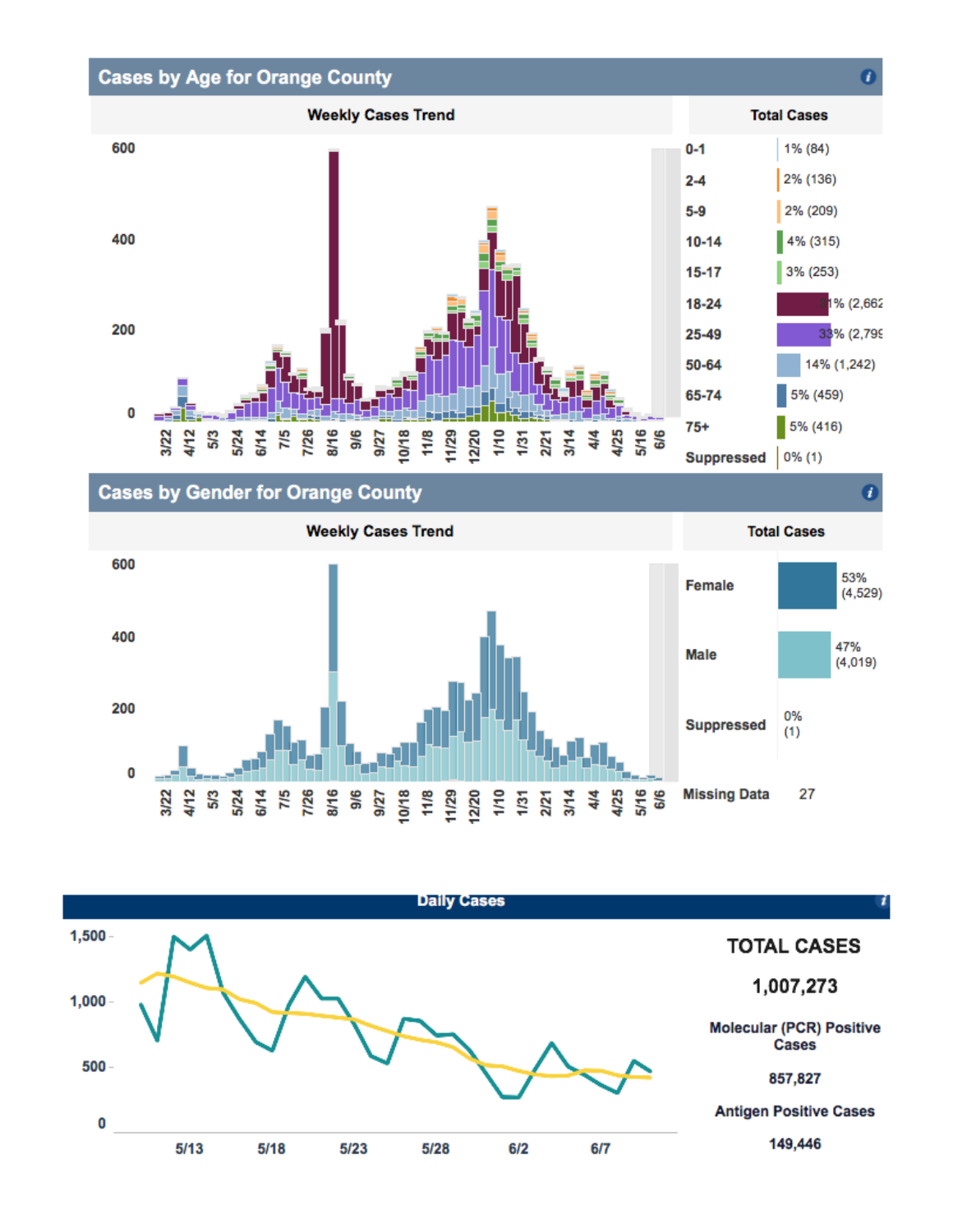## Cases by Age for Orange County

**Weekly Cases Trend**

**Total Cases**

| Age | Total Cases |
|---|---|
| 0-1 | 1% (84) |
| 2-4 | 2% (136) |
| 5-9 | 2% (209) |
| 10-14 | 4% (315) |
| 15-17 | 3% (253) |
| 18-24 | 31% (2,662 |
| 25-49 | 33% (2,799 |
| 50-64 | 14% (1,242) |
| 65-74 | 5% (459) |
| 75+ | 5% (416) |
| Suppressed | 0% (1) |

## Cases by Gender for Orange County

**Weekly Cases Trend**

**Total Cases**

| Gender | Total Cases |
|---|---|
| Female | 53% (4,529) |
| Male | 47% (4,019) |
| Suppressed | 0% (1) |
| Missing Data | 27 |

## Daily Cases

**TOTAL CASES**

**1,007,273**

**Molecular (PCR) Positive Cases**

**857,827**

**Antigen Positive Cases**

**149,446**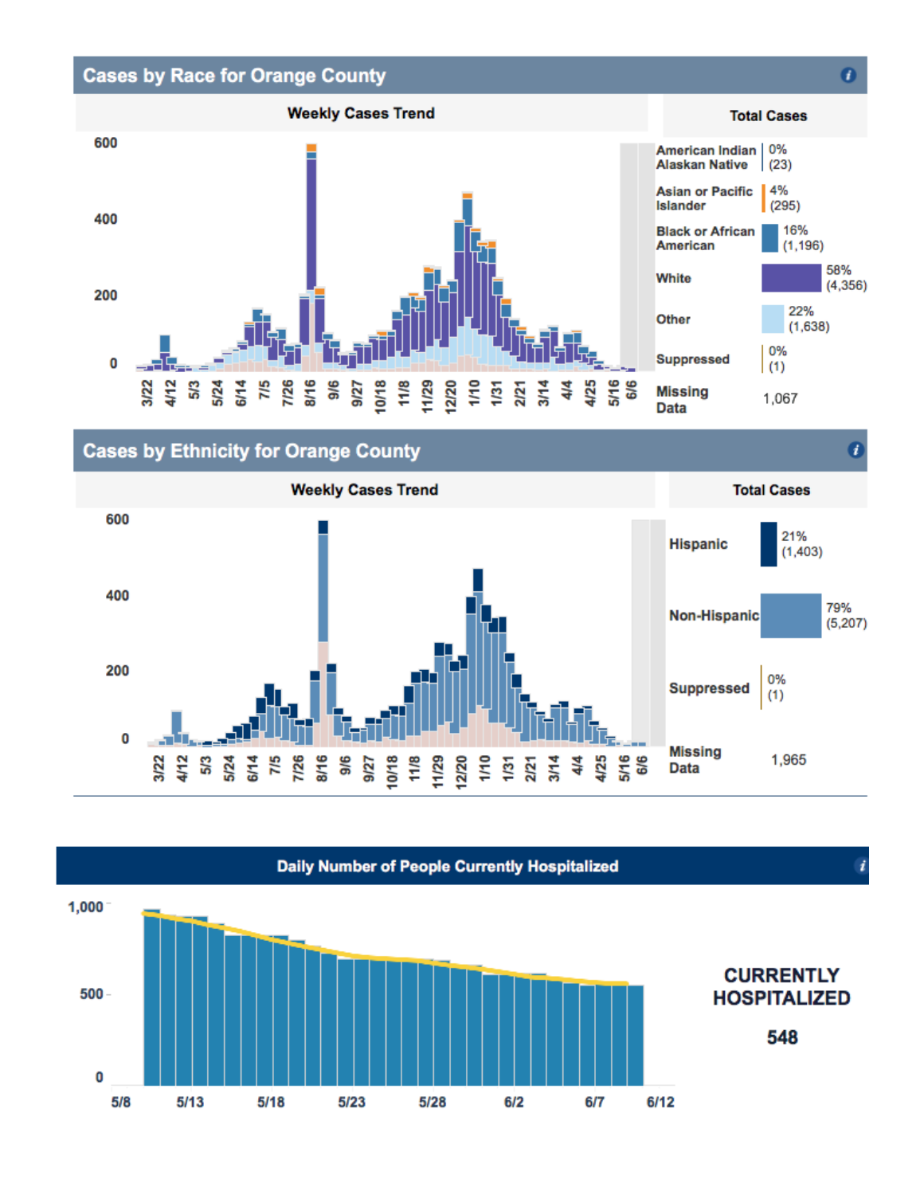## Cases by Race for Orange County

**Weekly Cases Trend**

| Total Cases | | |
|---|---|---|
| American Indian Alaskan Native | 0% | (23) |
| Asian or Pacific Islander | 4% | (295) |
| Black or African American | 16% | (1,196) |
| White | 58% | (4,356) |
| Other | 22% | (1,638) |
| Suppressed | 0% | (1) |
| Missing Data | | 1,067 |

## Cases by Ethnicity for Orange County

**Weekly Cases Trend**

| Total Cases | | |
|---|---|---|
| Hispanic | 21% | (1,403) |
| Non-Hispanic | 79% | (5,207) |
| Suppressed | 0% | (1) |
| Missing Data | | 1,965 |

## Daily Number of People Currently Hospitalized

**CURRENTLY HOSPITALIZED**

**548**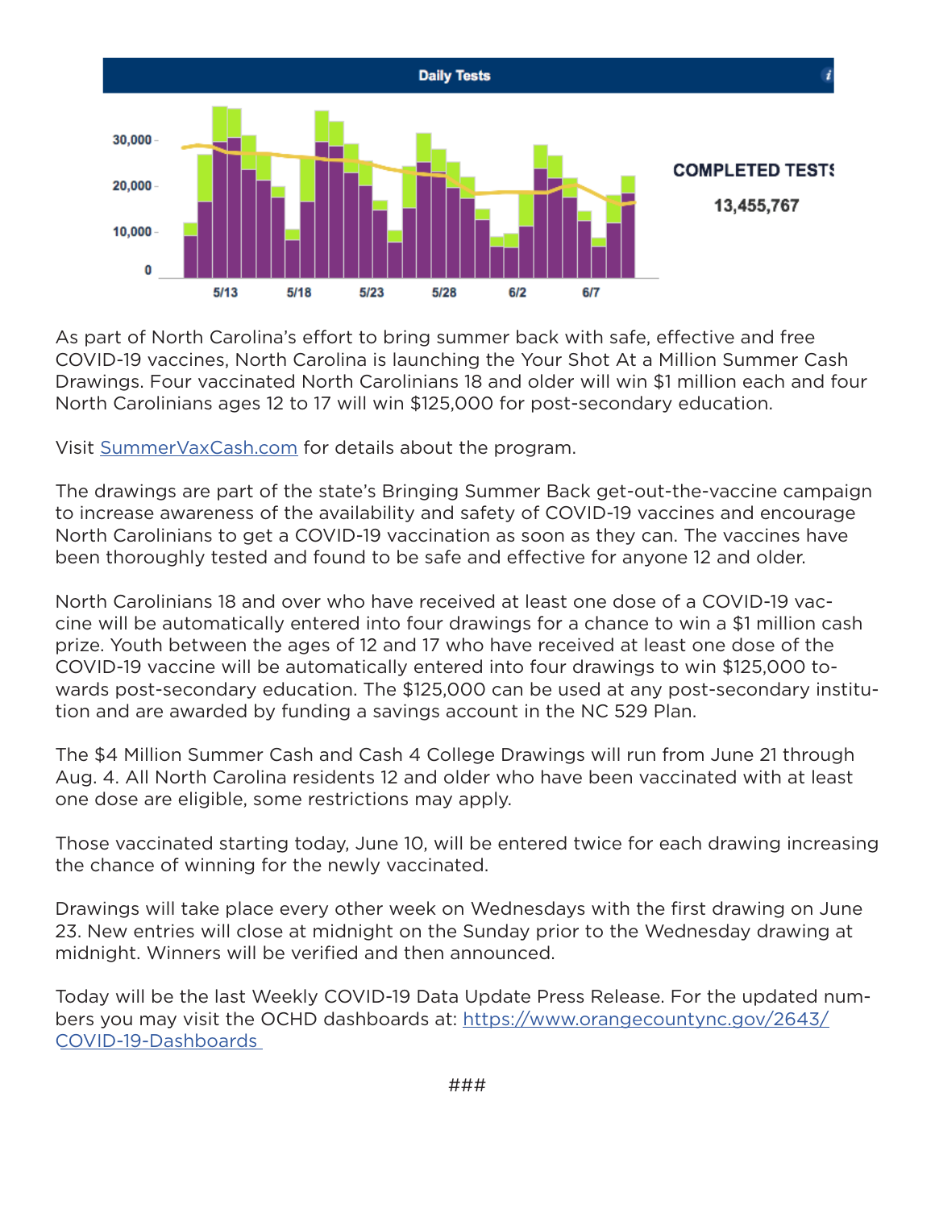Daily Tests

30,000
20,000
10,000
0

5/13
5/18
5/23
5/28
6/2
6/7

COMPLETED TESTS

13,455,767

As part of North Carolina's effort to bring summer back with safe, effective and free COVID-19 vaccines, North Carolina is launching the Your Shot At a Million Summer Cash Drawings. Four vaccinated North Carolinians 18 and older will win $1 million each and four North Carolinians ages 12 to 17 will win $125,000 for post-secondary education.

Visit [SummerVaxCash.com](SummerVaxCash.com) for details about the program.

The drawings are part of the state's Bringing Summer Back get-out-the-vaccine campaign to increase awareness of the availability and safety of COVID-19 vaccines and encourage North Carolinians to get a COVID-19 vaccination as soon as they can. The vaccines have been thoroughly tested and found to be safe and effective for anyone 12 and older.

North Carolinians 18 and over who have received at least one dose of a COVID-19 vaccine will be automatically entered into four drawings for a chance to win a $1 million cash prize. Youth between the ages of 12 and 17 who have received at least one dose of the COVID-19 vaccine will be automatically entered into four drawings to win $125,000 towards post-secondary education. The $125,000 can be used at any post-secondary institution and are awarded by funding a savings account in the NC 529 Plan.

The $4 Million Summer Cash and Cash 4 College Drawings will run from June 21 through Aug. 4. All North Carolina residents 12 and older who have been vaccinated with at least one dose are eligible, some restrictions may apply.

Those vaccinated starting today, June 10, will be entered twice for each drawing increasing the chance of winning for the newly vaccinated.

Drawings will take place every other week on Wednesdays with the first drawing on June 23. New entries will close at midnight on the Sunday prior to the Wednesday drawing at midnight. Winners will be verified and then announced.

Today will be the last Weekly COVID-19 Data Update Press Release. For the updated numbers you may visit the OCHD dashboards at: [https://www.orangecountync.gov/2643/COVID-19-Dashboards](https://www.orangecountync.gov/2643/COVID-19-Dashboards)

###